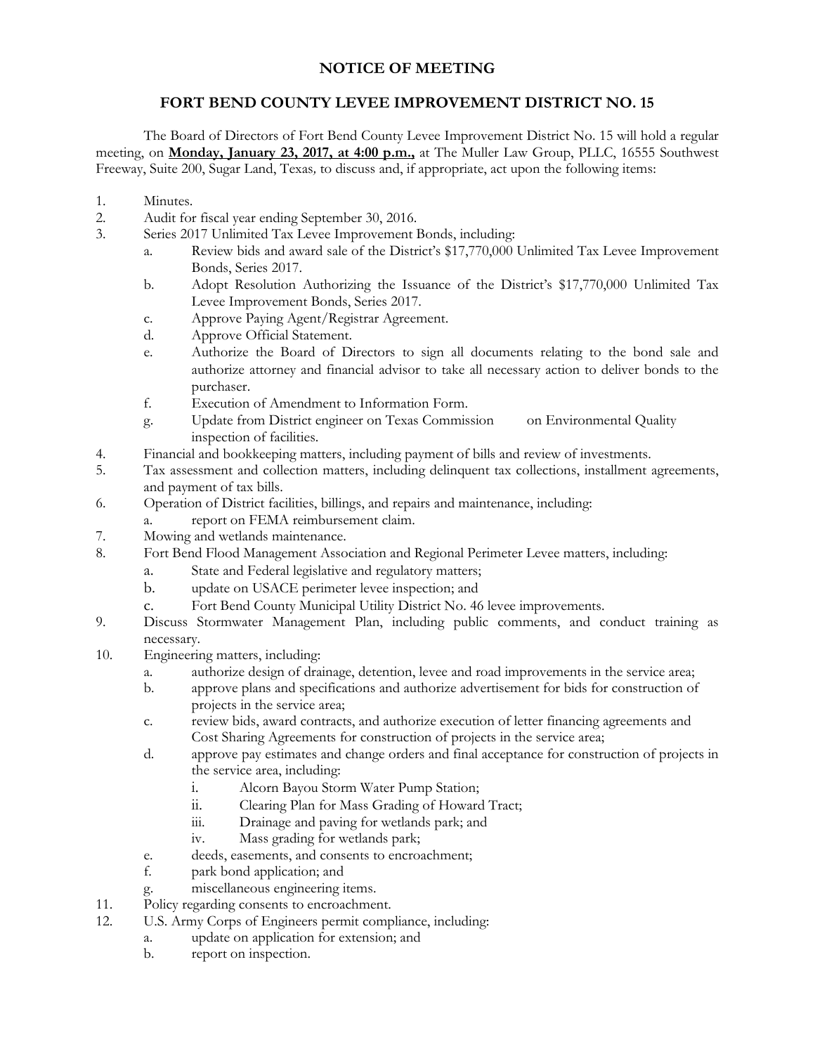# NOTICE OF MEETING

## FORT BEND COUNTY LEVEE IMPROVEMENT DISTRICT NO. 15

The Board of Directors of Fort Bend County Levee Improvement District No. 15 will hold a regular meeting, on **Monday, January 23, 2017, at 4:00 p.m.,** at The Muller Law Group, PLLC, 16555 Southwest Freeway, Suite 200, Sugar Land, Texas, to discuss and, if appropriate, act upon the following items:

1. Minutes.
2. Audit for fiscal year ending September 30, 2016.
3. Series 2017 Unlimited Tax Levee Improvement Bonds, including:
   a. Review bids and award sale of the District's $17,770,000 Unlimited Tax Levee Improvement Bonds, Series 2017.
   b. Adopt Resolution Authorizing the Issuance of the District's $17,770,000 Unlimited Tax Levee Improvement Bonds, Series 2017.
   c. Approve Paying Agent/Registrar Agreement.
   d. Approve Official Statement.
   e. Authorize the Board of Directors to sign all documents relating to the bond sale and authorize attorney and financial advisor to take all necessary action to deliver bonds to the purchaser.
   f. Execution of Amendment to Information Form.
   g. Update from District engineer on Texas Commission on Environmental Quality inspection of facilities.
4. Financial and bookkeeping matters, including payment of bills and review of investments.
5. Tax assessment and collection matters, including delinquent tax collections, installment agreements, and payment of tax bills.
6. Operation of District facilities, billings, and repairs and maintenance, including:
   a. report on FEMA reimbursement claim.
7. Mowing and wetlands maintenance.
8. Fort Bend Flood Management Association and Regional Perimeter Levee matters, including:
   a. State and Federal legislative and regulatory matters;
   b. update on USACE perimeter levee inspection; and
   c. Fort Bend County Municipal Utility District No. 46 levee improvements.
9. Discuss Stormwater Management Plan, including public comments, and conduct training as necessary.
10. Engineering matters, including:
    a. authorize design of drainage, detention, levee and road improvements in the service area;
    b. approve plans and specifications and authorize advertisement for bids for construction of projects in the service area;
    c. review bids, award contracts, and authorize execution of letter financing agreements and Cost Sharing Agreements for construction of projects in the service area;
    d. approve pay estimates and change orders and final acceptance for construction of projects in the service area, including:
       i. Alcorn Bayou Storm Water Pump Station;
       ii. Clearing Plan for Mass Grading of Howard Tract;
       iii. Drainage and paving for wetlands park; and
       iv. Mass grading for wetlands park;
    e. deeds, easements, and consents to encroachment;
    f. park bond application; and
    g. miscellaneous engineering items.
11. Policy regarding consents to encroachment.
12. U.S. Army Corps of Engineers permit compliance, including:
    a. update on application for extension; and
    b. report on inspection.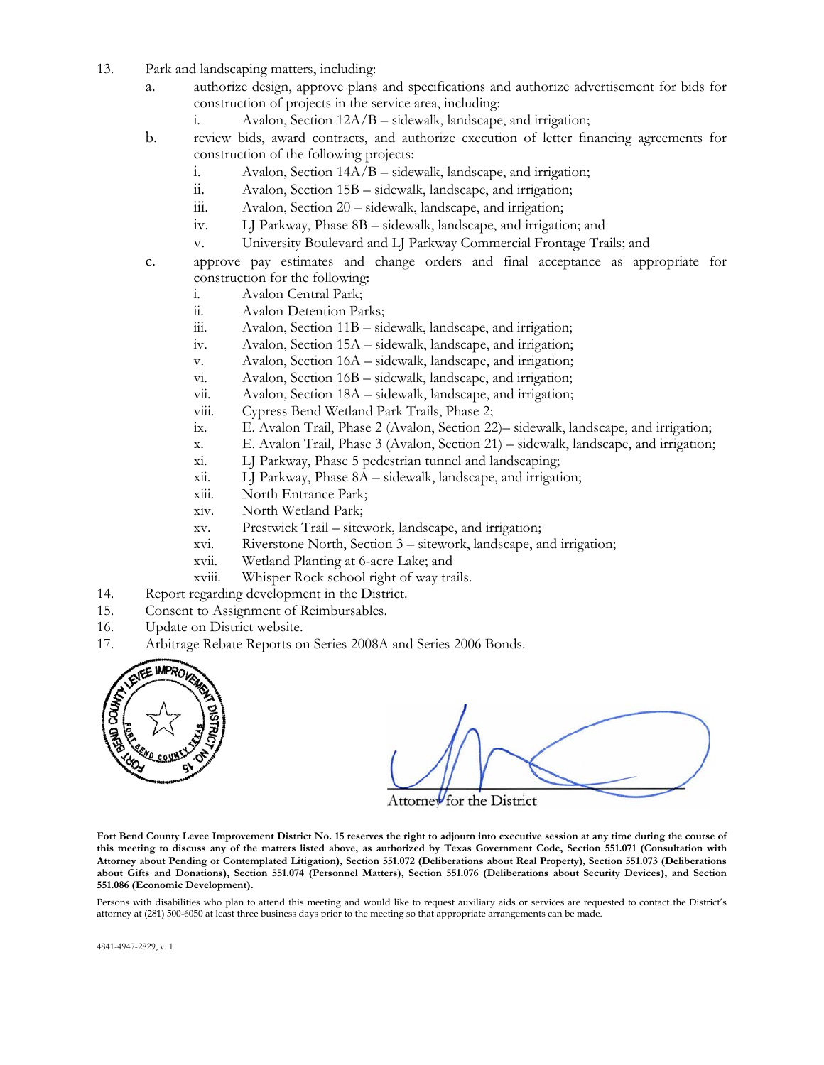13. Park and landscaping matters, including:
    a. authorize design, approve plans and specifications and authorize advertisement for bids for construction of projects in the service area, including:
        i. Avalon, Section 12A/B – sidewalk, landscape, and irrigation;
    b. review bids, award contracts, and authorize execution of letter financing agreements for construction of the following projects:
        i. Avalon, Section 14A/B – sidewalk, landscape, and irrigation;
        ii. Avalon, Section 15B – sidewalk, landscape, and irrigation;
        iii. Avalon, Section 20 – sidewalk, landscape, and irrigation;
        iv. LJ Parkway, Phase 8B – sidewalk, landscape, and irrigation; and
        v. University Boulevard and LJ Parkway Commercial Frontage Trails; and
    c. approve pay estimates and change orders and final acceptance as appropriate for construction for the following:
        i. Avalon Central Park;
        ii. Avalon Detention Parks;
        iii. Avalon, Section 11B – sidewalk, landscape, and irrigation;
        iv. Avalon, Section 15A – sidewalk, landscape, and irrigation;
        v. Avalon, Section 16A – sidewalk, landscape, and irrigation;
        vi. Avalon, Section 16B – sidewalk, landscape, and irrigation;
        vii. Avalon, Section 18A – sidewalk, landscape, and irrigation;
        viii. Cypress Bend Wetland Park Trails, Phase 2;
        ix. E. Avalon Trail, Phase 2 (Avalon, Section 22)– sidewalk, landscape, and irrigation;
        x. E. Avalon Trail, Phase 3 (Avalon, Section 21) – sidewalk, landscape, and irrigation;
        xi. LJ Parkway, Phase 5 pedestrian tunnel and landscaping;
        xii. LJ Parkway, Phase 8A – sidewalk, landscape, and irrigation;
        xiii. North Entrance Park;
        xiv. North Wetland Park;
        xv. Prestwick Trail – sitework, landscape, and irrigation;
        xvi. Riverstone North, Section 3 – sitework, landscape, and irrigation;
        xvii. Wetland Planting at 6-acre Lake; and
        xviii. Whisper Rock school right of way trails.
14. Report regarding development in the District.
15. Consent to Assignment of Reimbursables.
16. Update on District website.
17. Arbitrage Rebate Reports on Series 2008A and Series 2006 Bonds.

FORT BEND COUNTY LEVEE IMPROVEMENT DISTRICT NO. 15 FORT BEND COUNTY TEXAS

Attorney for the District

**Fort Bend County Levee Improvement District No. 15 reserves the right to adjourn into executive session at any time during the course of this meeting to discuss any of the matters listed above, as authorized by Texas Government Code, Section 551.071 (Consultation with Attorney about Pending or Contemplated Litigation), Section 551.072 (Deliberations about Real Property), Section 551.073 (Deliberations about Gifts and Donations), Section 551.074 (Personnel Matters), Section 551.076 (Deliberations about Security Devices), and Section 551.086 (Economic Development).**

Persons with disabilities who plan to attend this meeting and would like to request auxiliary aids or services are requested to contact the District's attorney at (281) 500-6050 at least three business days prior to the meeting so that appropriate arrangements can be made.

4841-4947-2829, v. 1